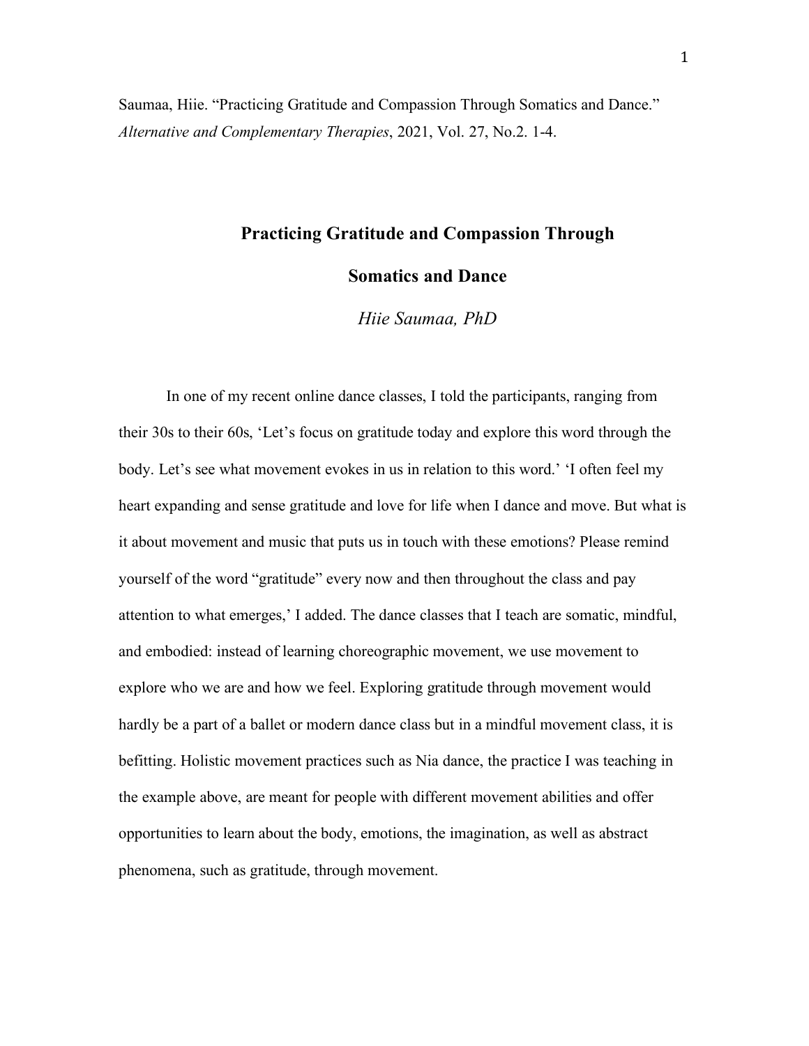Saumaa, Hiie. "Practicing Gratitude and Compassion Through Somatics and Dance." *Alternative and Complementary Therapies*, 2021, Vol. 27, No.2. 1-4.

# Practicing Gratitude and Compassion Through Somatics and Dance

*Hiie Saumaa, PhD*

In one of my recent online dance classes, I told the participants, ranging from their 30s to their 60s, 'Let's focus on gratitude today and explore this word through the body. Let's see what movement evokes in us in relation to this word.' 'I often feel my heart expanding and sense gratitude and love for life when I dance and move. But what is it about movement and music that puts us in touch with these emotions? Please remind yourself of the word "gratitude" every now and then throughout the class and pay attention to what emerges,' I added. The dance classes that I teach are somatic, mindful, and embodied: instead of learning choreographic movement, we use movement to explore who we are and how we feel. Exploring gratitude through movement would hardly be a part of a ballet or modern dance class but in a mindful movement class, it is befitting. Holistic movement practices such as Nia dance, the practice I was teaching in the example above, are meant for people with different movement abilities and offer opportunities to learn about the body, emotions, the imagination, as well as abstract phenomena, such as gratitude, through movement.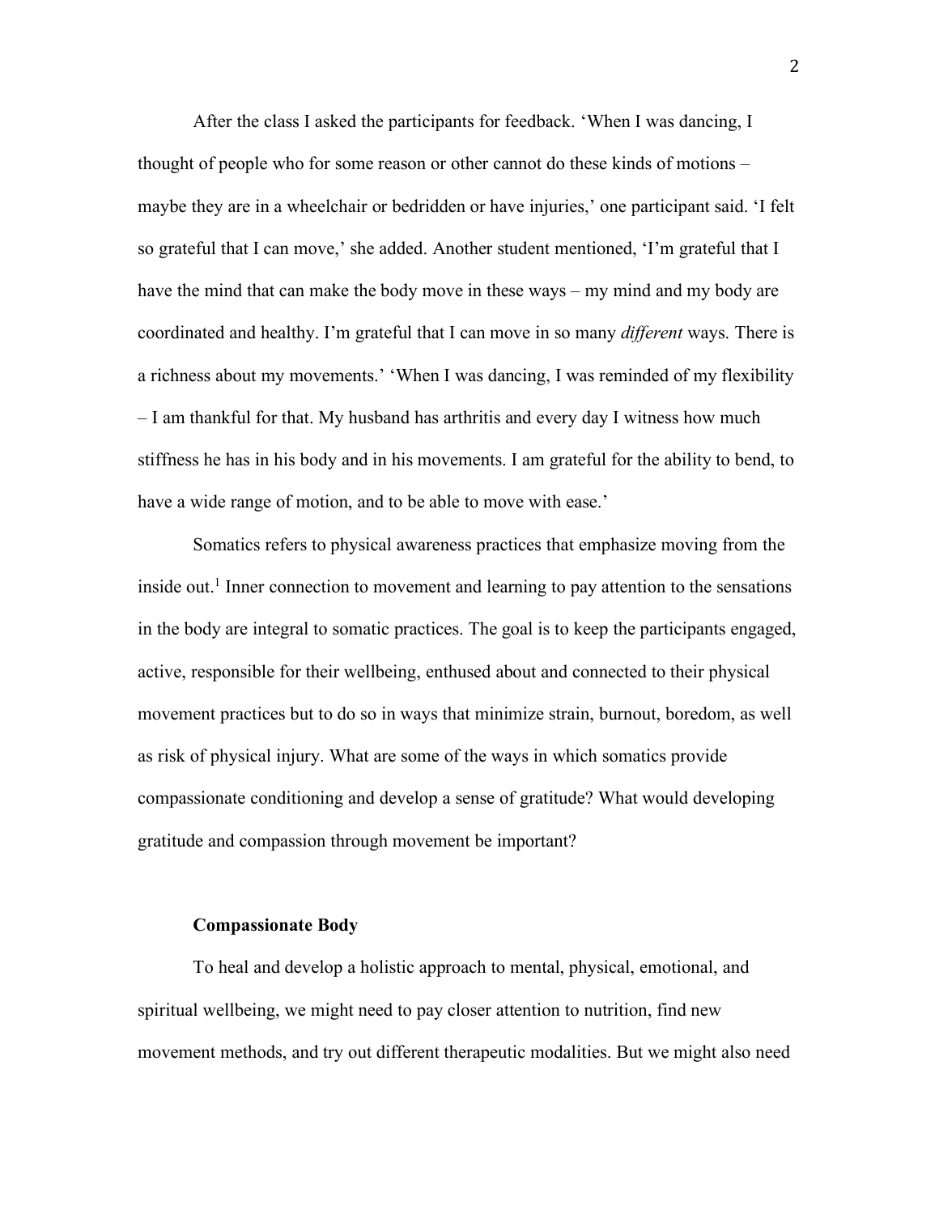After the class I asked the participants for feedback. 'When I was dancing, I thought of people who for some reason or other cannot do these kinds of motions – maybe they are in a wheelchair or bedridden or have injuries,' one participant said. 'I felt so grateful that I can move,' she added. Another student mentioned, 'I'm grateful that I have the mind that can make the body move in these ways – my mind and my body are coordinated and healthy. I'm grateful that I can move in so many *different* ways. There is a richness about my movements.' 'When I was dancing, I was reminded of my flexibility – I am thankful for that. My husband has arthritis and every day I witness how much stiffness he has in his body and in his movements. I am grateful for the ability to bend, to have a wide range of motion, and to be able to move with ease.'

Somatics refers to physical awareness practices that emphasize moving from the inside out.[1] Inner connection to movement and learning to pay attention to the sensations in the body are integral to somatic practices. The goal is to keep the participants engaged, active, responsible for their wellbeing, enthused about and connected to their physical movement practices but to do so in ways that minimize strain, burnout, boredom, as well as risk of physical injury. What are some of the ways in which somatics provide compassionate conditioning and develop a sense of gratitude? What would developing gratitude and compassion through movement be important?

**Compassionate Body**

To heal and develop a holistic approach to mental, physical, emotional, and spiritual wellbeing, we might need to pay closer attention to nutrition, find new movement methods, and try out different therapeutic modalities. But we might also need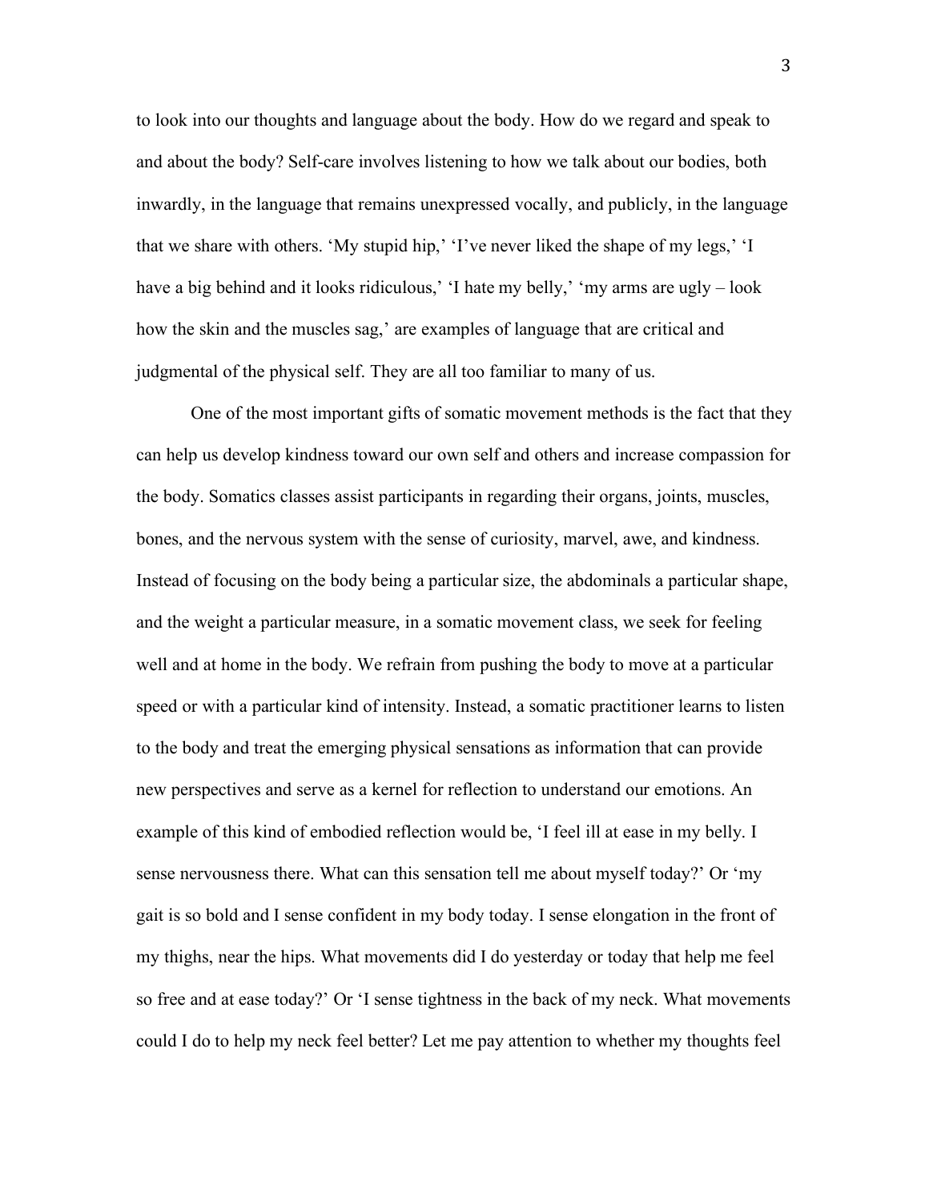to look into our thoughts and language about the body. How do we regard and speak to and about the body? Self-care involves listening to how we talk about our bodies, both inwardly, in the language that remains unexpressed vocally, and publicly, in the language that we share with others. 'My stupid hip,' 'I've never liked the shape of my legs,' 'I have a big behind and it looks ridiculous,' 'I hate my belly,' 'my arms are ugly – look how the skin and the muscles sag,' are examples of language that are critical and judgmental of the physical self. They are all too familiar to many of us.

One of the most important gifts of somatic movement methods is the fact that they can help us develop kindness toward our own self and others and increase compassion for the body. Somatics classes assist participants in regarding their organs, joints, muscles, bones, and the nervous system with the sense of curiosity, marvel, awe, and kindness. Instead of focusing on the body being a particular size, the abdominals a particular shape, and the weight a particular measure, in a somatic movement class, we seek for feeling well and at home in the body. We refrain from pushing the body to move at a particular speed or with a particular kind of intensity. Instead, a somatic practitioner learns to listen to the body and treat the emerging physical sensations as information that can provide new perspectives and serve as a kernel for reflection to understand our emotions. An example of this kind of embodied reflection would be, 'I feel ill at ease in my belly. I sense nervousness there. What can this sensation tell me about myself today?' Or 'my gait is so bold and I sense confident in my body today. I sense elongation in the front of my thighs, near the hips. What movements did I do yesterday or today that help me feel so free and at ease today?' Or 'I sense tightness in the back of my neck. What movements could I do to help my neck feel better? Let me pay attention to whether my thoughts feel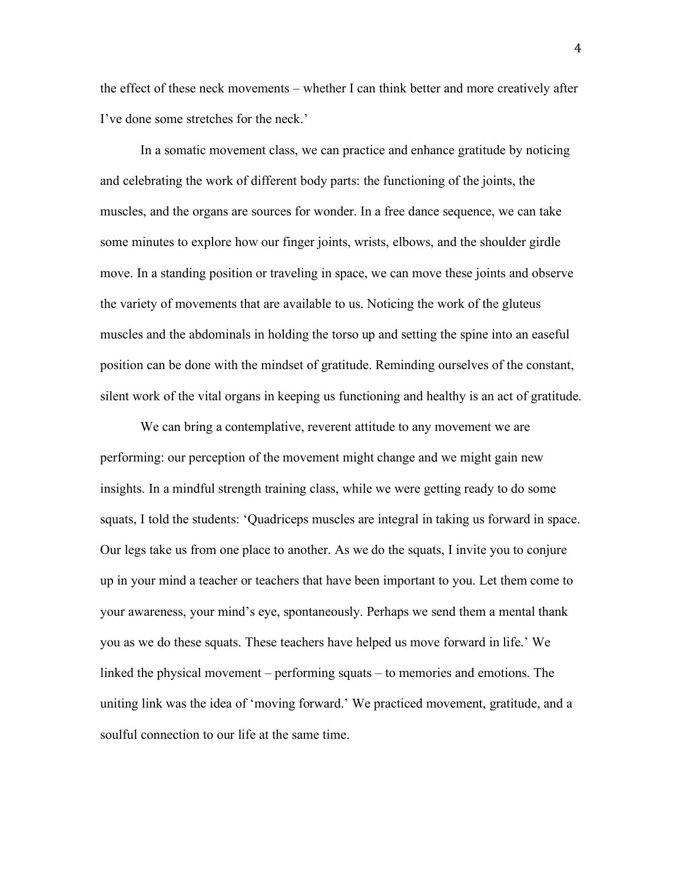the effect of these neck movements – whether I can think better and more creatively after I've done some stretches for the neck.'

In a somatic movement class, we can practice and enhance gratitude by noticing and celebrating the work of different body parts: the functioning of the joints, the muscles, and the organs are sources for wonder. In a free dance sequence, we can take some minutes to explore how our finger joints, wrists, elbows, and the shoulder girdle move. In a standing position or traveling in space, we can move these joints and observe the variety of movements that are available to us. Noticing the work of the gluteus muscles and the abdominals in holding the torso up and setting the spine into an easeful position can be done with the mindset of gratitude. Reminding ourselves of the constant, silent work of the vital organs in keeping us functioning and healthy is an act of gratitude.

We can bring a contemplative, reverent attitude to any movement we are performing: our perception of the movement might change and we might gain new insights. In a mindful strength training class, while we were getting ready to do some squats, I told the students: 'Quadriceps muscles are integral in taking us forward in space. Our legs take us from one place to another. As we do the squats, I invite you to conjure up in your mind a teacher or teachers that have been important to you. Let them come to your awareness, your mind's eye, spontaneously. Perhaps we send them a mental thank you as we do these squats. These teachers have helped us move forward in life.' We linked the physical movement – performing squats – to memories and emotions. The uniting link was the idea of 'moving forward.' We practiced movement, gratitude, and a soulful connection to our life at the same time.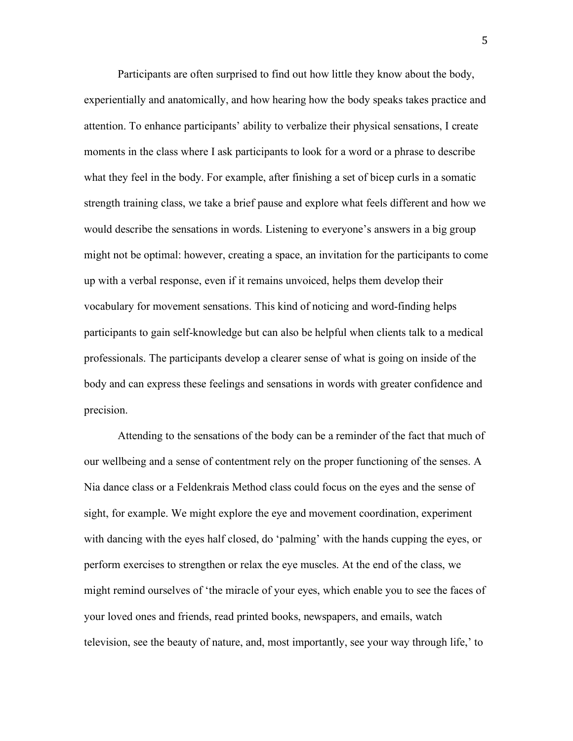Participants are often surprised to find out how little they know about the body, experientially and anatomically, and how hearing how the body speaks takes practice and attention. To enhance participants' ability to verbalize their physical sensations, I create moments in the class where I ask participants to look for a word or a phrase to describe what they feel in the body. For example, after finishing a set of bicep curls in a somatic strength training class, we take a brief pause and explore what feels different and how we would describe the sensations in words. Listening to everyone's answers in a big group might not be optimal: however, creating a space, an invitation for the participants to come up with a verbal response, even if it remains unvoiced, helps them develop their vocabulary for movement sensations. This kind of noticing and word-finding helps participants to gain self-knowledge but can also be helpful when clients talk to a medical professionals. The participants develop a clearer sense of what is going on inside of the body and can express these feelings and sensations in words with greater confidence and precision.

Attending to the sensations of the body can be a reminder of the fact that much of our wellbeing and a sense of contentment rely on the proper functioning of the senses. A Nia dance class or a Feldenkrais Method class could focus on the eyes and the sense of sight, for example. We might explore the eye and movement coordination, experiment with dancing with the eyes half closed, do 'palming' with the hands cupping the eyes, or perform exercises to strengthen or relax the eye muscles. At the end of the class, we might remind ourselves of 'the miracle of your eyes, which enable you to see the faces of your loved ones and friends, read printed books, newspapers, and emails, watch television, see the beauty of nature, and, most importantly, see your way through life,' to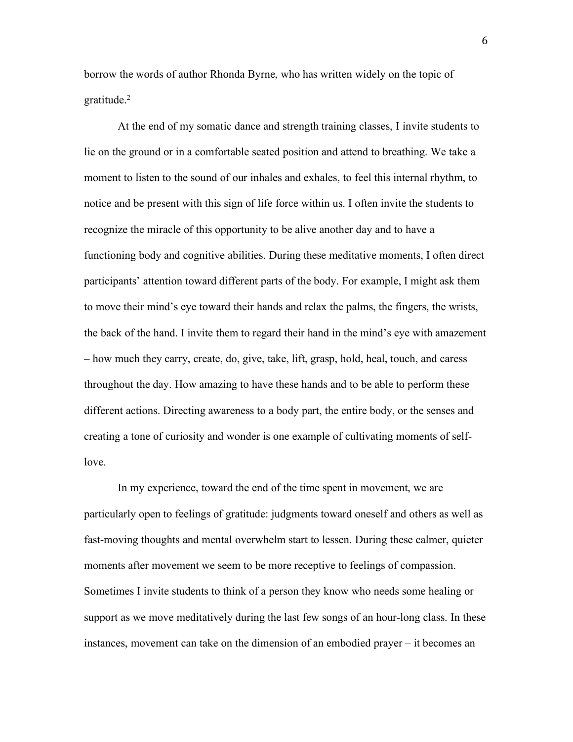borrow the words of author Rhonda Byrne, who has written widely on the topic of gratitude.[2]

At the end of my somatic dance and strength training classes, I invite students to lie on the ground or in a comfortable seated position and attend to breathing. We take a moment to listen to the sound of our inhales and exhales, to feel this internal rhythm, to notice and be present with this sign of life force within us. I often invite the students to recognize the miracle of this opportunity to be alive another day and to have a functioning body and cognitive abilities. During these meditative moments, I often direct participants' attention toward different parts of the body. For example, I might ask them to move their mind's eye toward their hands and relax the palms, the fingers, the wrists, the back of the hand. I invite them to regard their hand in the mind's eye with amazement – how much they carry, create, do, give, take, lift, grasp, hold, heal, touch, and caress throughout the day. How amazing to have these hands and to be able to perform these different actions. Directing awareness to a body part, the entire body, or the senses and creating a tone of curiosity and wonder is one example of cultivating moments of self-love.

In my experience, toward the end of the time spent in movement, we are particularly open to feelings of gratitude: judgments toward oneself and others as well as fast-moving thoughts and mental overwhelm start to lessen. During these calmer, quieter moments after movement we seem to be more receptive to feelings of compassion. Sometimes I invite students to think of a person they know who needs some healing or support as we move meditatively during the last few songs of an hour-long class. In these instances, movement can take on the dimension of an embodied prayer – it becomes an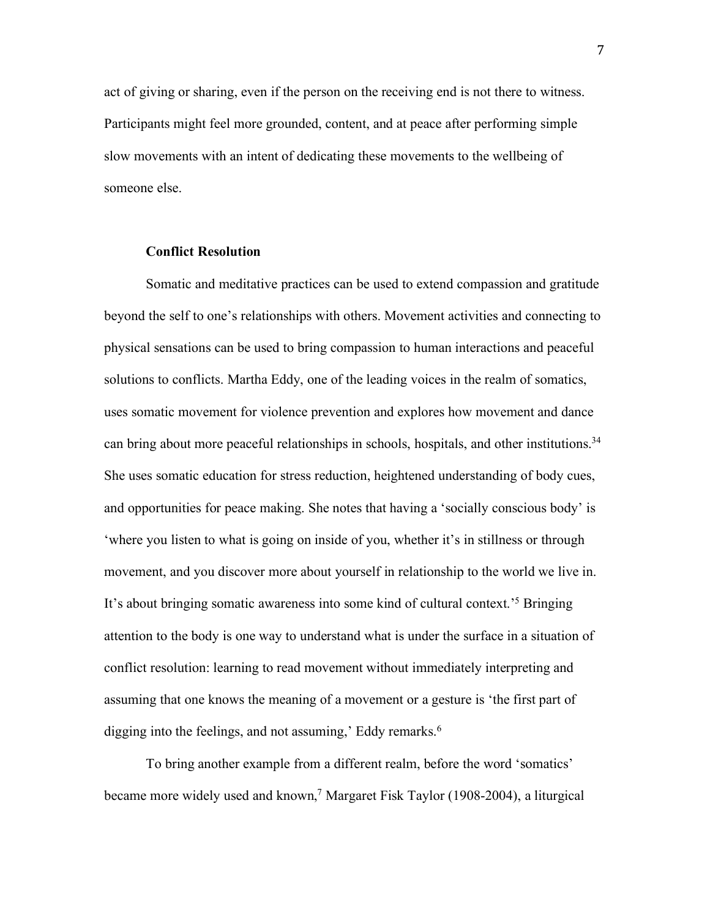act of giving or sharing, even if the person on the receiving end is not there to witness. Participants might feel more grounded, content, and at peace after performing simple slow movements with an intent of dedicating these movements to the wellbeing of someone else.

### Conflict Resolution

Somatic and meditative practices can be used to extend compassion and gratitude beyond the self to one's relationships with others. Movement activities and connecting to physical sensations can be used to bring compassion to human interactions and peaceful solutions to conflicts. Martha Eddy, one of the leading voices in the realm of somatics, uses somatic movement for violence prevention and explores how movement and dance can bring about more peaceful relationships in schools, hospitals, and other institutions.[34] She uses somatic education for stress reduction, heightened understanding of body cues, and opportunities for peace making. She notes that having a 'socially conscious body' is 'where you listen to what is going on inside of you, whether it's in stillness or through movement, and you discover more about yourself in relationship to the world we live in. It's about bringing somatic awareness into some kind of cultural context.'[5] Bringing attention to the body is one way to understand what is under the surface in a situation of conflict resolution: learning to read movement without immediately interpreting and assuming that one knows the meaning of a movement or a gesture is 'the first part of digging into the feelings, and not assuming,' Eddy remarks.[6]

To bring another example from a different realm, before the word 'somatics' became more widely used and known,[7] Margaret Fisk Taylor (1908-2004), a liturgical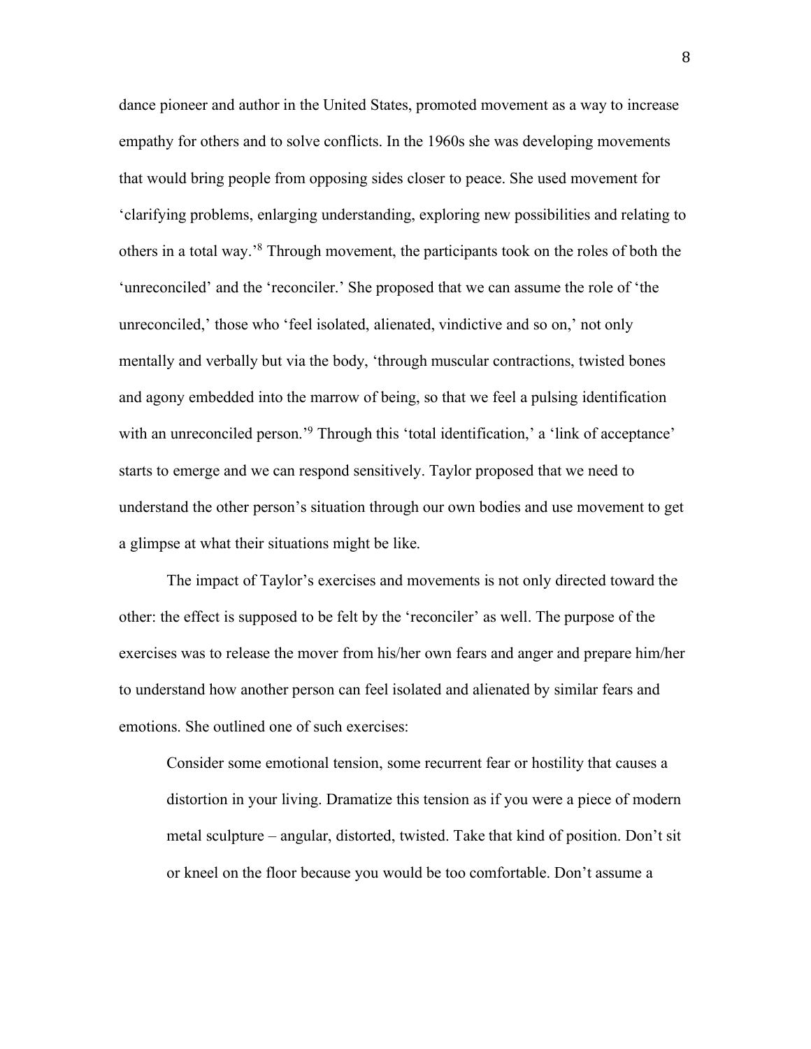dance pioneer and author in the United States, promoted movement as a way to increase empathy for others and to solve conflicts. In the 1960s she was developing movements that would bring people from opposing sides closer to peace. She used movement for 'clarifying problems, enlarging understanding, exploring new possibilities and relating to others in a total way.'[8] Through movement, the participants took on the roles of both the 'unreconciled' and the 'reconciler.' She proposed that we can assume the role of 'the unreconciled,' those who 'feel isolated, alienated, vindictive and so on,' not only mentally and verbally but via the body, 'through muscular contractions, twisted bones and agony embedded into the marrow of being, so that we feel a pulsing identification with an unreconciled person.'[9] Through this 'total identification,' a 'link of acceptance' starts to emerge and we can respond sensitively. Taylor proposed that we need to understand the other person's situation through our own bodies and use movement to get a glimpse at what their situations might be like.

The impact of Taylor's exercises and movements is not only directed toward the other: the effect is supposed to be felt by the 'reconciler' as well. The purpose of the exercises was to release the mover from his/her own fears and anger and prepare him/her to understand how another person can feel isolated and alienated by similar fears and emotions. She outlined one of such exercises:

> Consider some emotional tension, some recurrent fear or hostility that causes a distortion in your living. Dramatize this tension as if you were a piece of modern metal sculpture – angular, distorted, twisted. Take that kind of position. Don't sit or kneel on the floor because you would be too comfortable. Don't assume a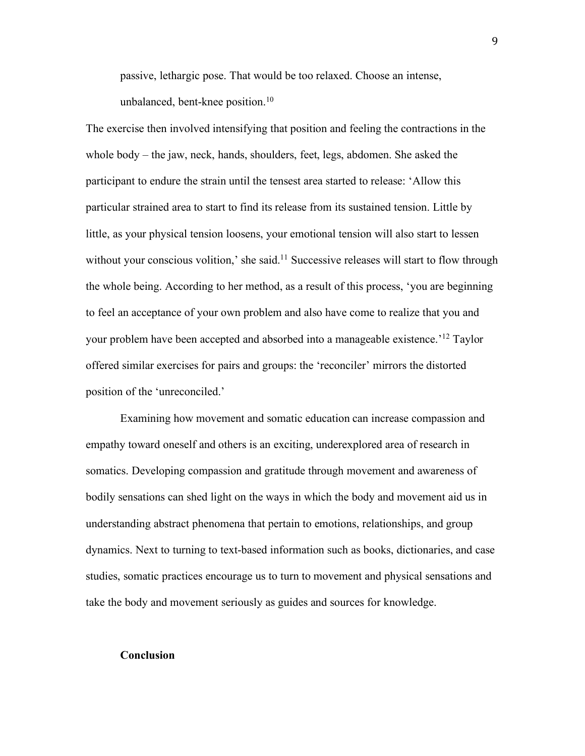passive, lethargic pose. That would be too relaxed. Choose an intense, unbalanced, bent-knee position.[10]

The exercise then involved intensifying that position and feeling the contractions in the whole body – the jaw, neck, hands, shoulders, feet, legs, abdomen. She asked the participant to endure the strain until the tensest area started to release: 'Allow this particular strained area to start to find its release from its sustained tension. Little by little, as your physical tension loosens, your emotional tension will also start to lessen without your conscious volition,' she said.[11] Successive releases will start to flow through the whole being. According to her method, as a result of this process, 'you are beginning to feel an acceptance of your own problem and also have come to realize that you and your problem have been accepted and absorbed into a manageable existence.'[12] Taylor offered similar exercises for pairs and groups: the 'reconciler' mirrors the distorted position of the 'unreconciled.'

Examining how movement and somatic education can increase compassion and empathy toward oneself and others is an exciting, underexplored area of research in somatics. Developing compassion and gratitude through movement and awareness of bodily sensations can shed light on the ways in which the body and movement aid us in understanding abstract phenomena that pertain to emotions, relationships, and group dynamics. Next to turning to text-based information such as books, dictionaries, and case studies, somatic practices encourage us to turn to movement and physical sensations and take the body and movement seriously as guides and sources for knowledge.

## Conclusion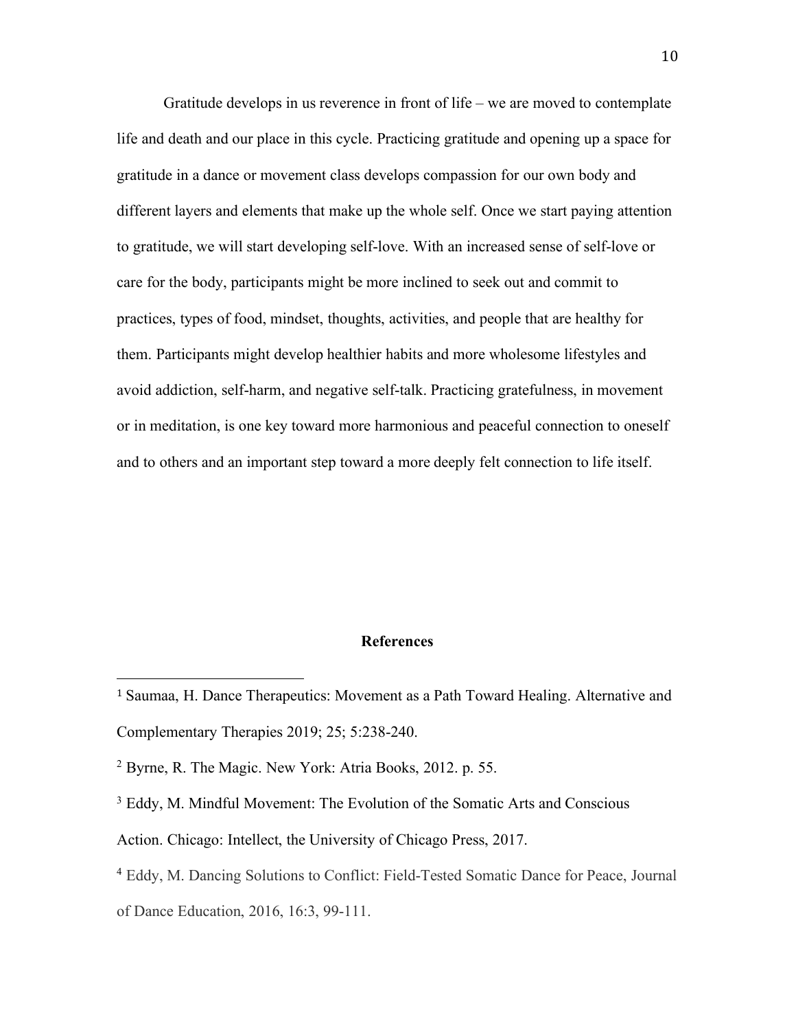Gratitude develops in us reverence in front of life – we are moved to contemplate life and death and our place in this cycle. Practicing gratitude and opening up a space for gratitude in a dance or movement class develops compassion for our own body and different layers and elements that make up the whole self. Once we start paying attention to gratitude, we will start developing self-love. With an increased sense of self-love or care for the body, participants might be more inclined to seek out and commit to practices, types of food, mindset, thoughts, activities, and people that are healthy for them. Participants might develop healthier habits and more wholesome lifestyles and avoid addiction, self-harm, and negative self-talk. Practicing gratefulness, in movement or in meditation, is one key toward more harmonious and peaceful connection to oneself and to others and an important step toward a more deeply felt connection to life itself.

## References

[1] Saumaa, H. Dance Therapeutics: Movement as a Path Toward Healing. Alternative and Complementary Therapies 2019; 25; 5:238-240.

[2] Byrne, R. The Magic. New York: Atria Books, 2012. p. 55.

[3] Eddy, M. Mindful Movement: The Evolution of the Somatic Arts and Conscious Action. Chicago: Intellect, the University of Chicago Press, 2017.

[4] Eddy, M. Dancing Solutions to Conflict: Field-Tested Somatic Dance for Peace, Journal of Dance Education, 2016, 16:3, 99-111.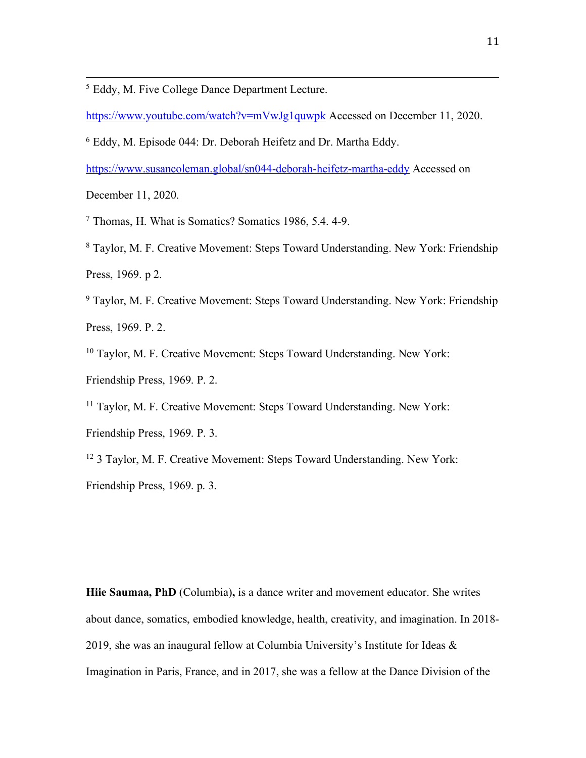[5] Eddy, M. Five College Dance Department Lecture. https://www.youtube.com/watch?v=mVwJg1quwpk Accessed on December 11, 2020.

[6] Eddy, M. Episode 044: Dr. Deborah Heifetz and Dr. Martha Eddy. https://www.susancoleman.global/sn044-deborah-heifetz-martha-eddy Accessed on December 11, 2020.

[7] Thomas, H. What is Somatics? Somatics 1986, 5.4. 4-9.

[8] Taylor, M. F. Creative Movement: Steps Toward Understanding. New York: Friendship Press, 1969. p 2.

[9] Taylor, M. F. Creative Movement: Steps Toward Understanding. New York: Friendship Press, 1969. P. 2.

[10] Taylor, M. F. Creative Movement: Steps Toward Understanding. New York: Friendship Press, 1969. P. 2.

[11] Taylor, M. F. Creative Movement: Steps Toward Understanding. New York: Friendship Press, 1969. P. 3.

[12] 3 Taylor, M. F. Creative Movement: Steps Toward Understanding. New York: Friendship Press, 1969. p. 3.

**Hiie Saumaa, PhD** (Columbia)**,** is a dance writer and movement educator. She writes about dance, somatics, embodied knowledge, health, creativity, and imagination. In 2018-2019, she was an inaugural fellow at Columbia University's Institute for Ideas & Imagination in Paris, France, and in 2017, she was a fellow at the Dance Division of the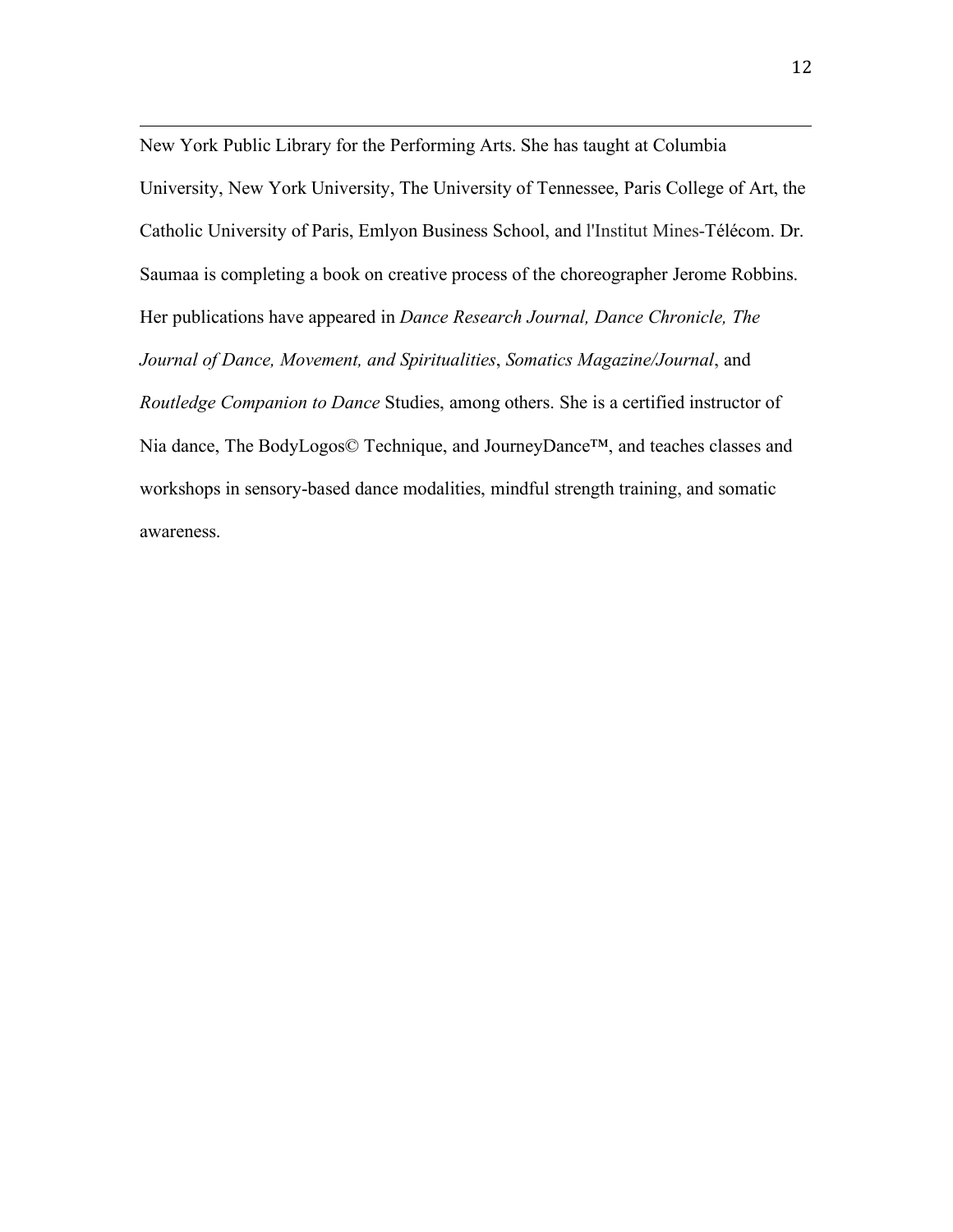New York Public Library for the Performing Arts. She has taught at Columbia University, New York University, The University of Tennessee, Paris College of Art, the Catholic University of Paris, Emlyon Business School, and l'Institut Mines-Télécom. Dr. Saumaa is completing a book on creative process of the choreographer Jerome Robbins. Her publications have appeared in *Dance Research Journal, Dance Chronicle, The Journal of Dance, Movement, and Spiritualities*, *Somatics Magazine/Journal*, and *Routledge Companion to Dance* Studies, among others. She is a certified instructor of Nia dance, The BodyLogos© Technique, and JourneyDance™, and teaches classes and workshops in sensory-based dance modalities, mindful strength training, and somatic awareness.